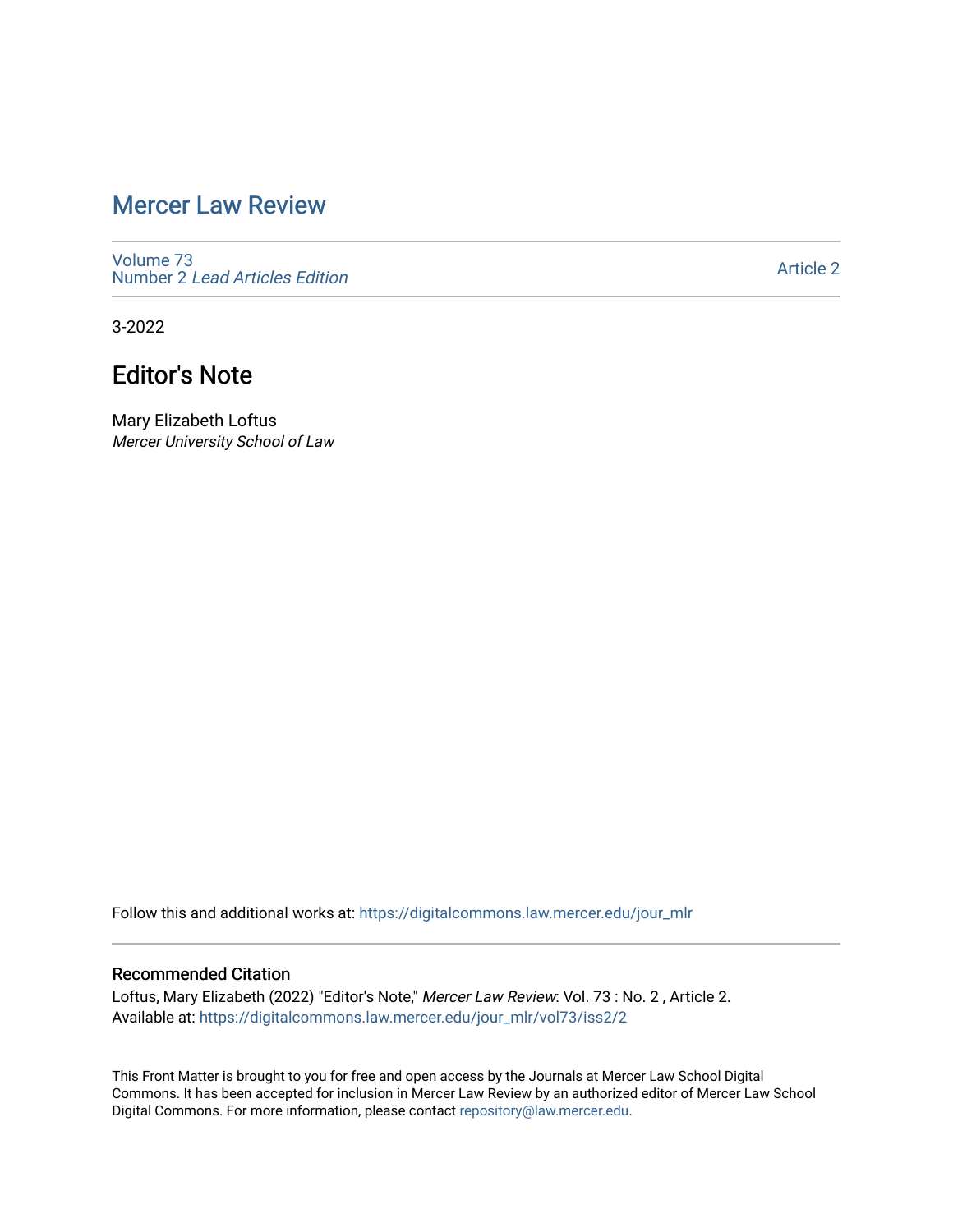# Mercer Law Review

Volume 73
Number 2 *Lead Articles Edition*

Article 2

3-2022

## Editor's Note

Mary Elizabeth Loftus
*Mercer University School of Law*

Follow this and additional works at: https://digitalcommons.law.mercer.edu/jour_mlr

### Recommended Citation

Loftus, Mary Elizabeth (2022) "Editor's Note," *Mercer Law Review*: Vol. 73 : No. 2 , Article 2.
Available at: https://digitalcommons.law.mercer.edu/jour_mlr/vol73/iss2/2

This Front Matter is brought to you for free and open access by the Journals at Mercer Law School Digital Commons. It has been accepted for inclusion in Mercer Law Review by an authorized editor of Mercer Law School Digital Commons. For more information, please contact repository@law.mercer.edu.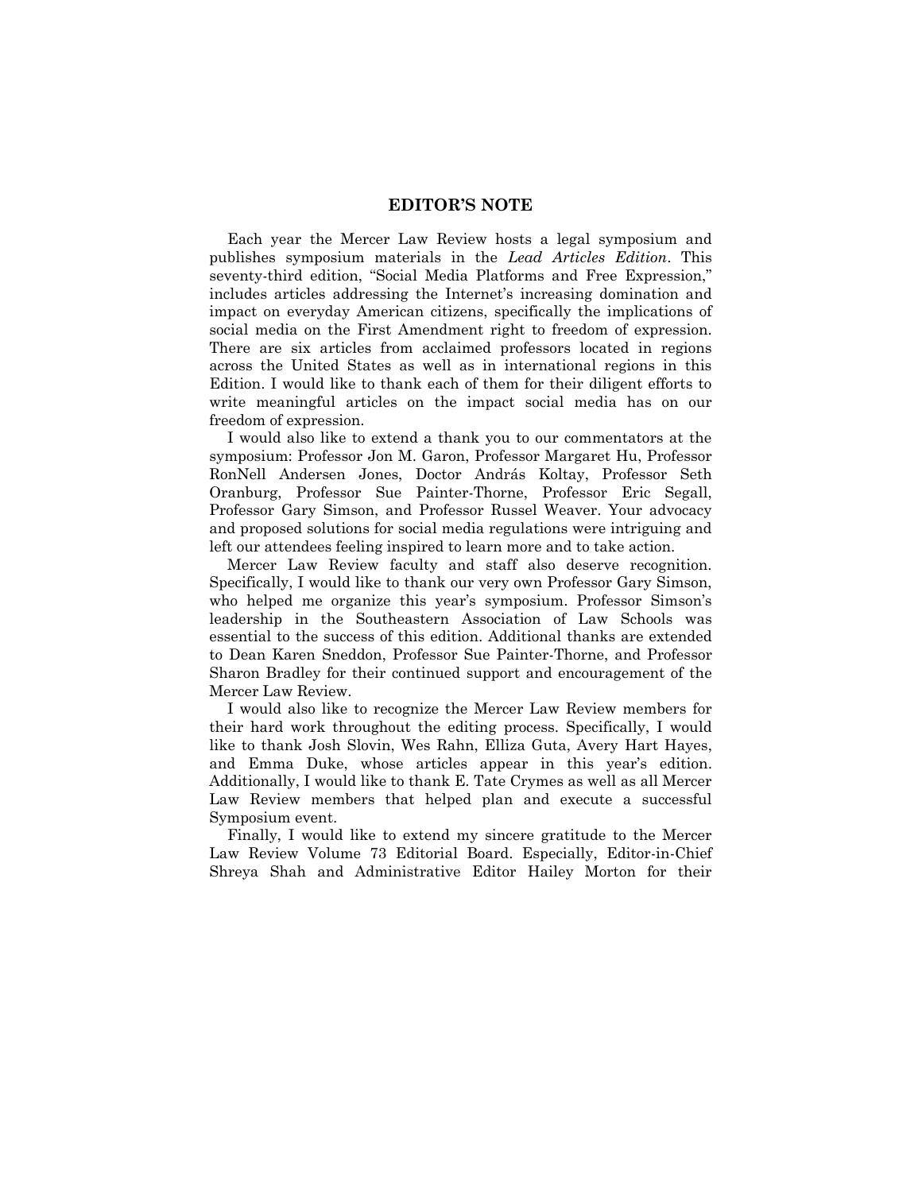## EDITOR'S NOTE

Each year the Mercer Law Review hosts a legal symposium and publishes symposium materials in the *Lead Articles Edition*. This seventy-third edition, "Social Media Platforms and Free Expression," includes articles addressing the Internet's increasing domination and impact on everyday American citizens, specifically the implications of social media on the First Amendment right to freedom of expression. There are six articles from acclaimed professors located in regions across the United States as well as in international regions in this Edition. I would like to thank each of them for their diligent efforts to write meaningful articles on the impact social media has on our freedom of expression.

I would also like to extend a thank you to our commentators at the symposium: Professor Jon M. Garon, Professor Margaret Hu, Professor RonNell Andersen Jones, Doctor András Koltay, Professor Seth Oranburg, Professor Sue Painter-Thorne, Professor Eric Segall, Professor Gary Simson, and Professor Russel Weaver. Your advocacy and proposed solutions for social media regulations were intriguing and left our attendees feeling inspired to learn more and to take action.

Mercer Law Review faculty and staff also deserve recognition. Specifically, I would like to thank our very own Professor Gary Simson, who helped me organize this year's symposium. Professor Simson's leadership in the Southeastern Association of Law Schools was essential to the success of this edition. Additional thanks are extended to Dean Karen Sneddon, Professor Sue Painter-Thorne, and Professor Sharon Bradley for their continued support and encouragement of the Mercer Law Review.

I would also like to recognize the Mercer Law Review members for their hard work throughout the editing process. Specifically, I would like to thank Josh Slovin, Wes Rahn, Elliza Guta, Avery Hart Hayes, and Emma Duke, whose articles appear in this year's edition. Additionally, I would like to thank E. Tate Crymes as well as all Mercer Law Review members that helped plan and execute a successful Symposium event.

Finally, I would like to extend my sincere gratitude to the Mercer Law Review Volume 73 Editorial Board. Especially, Editor-in-Chief Shreya Shah and Administrative Editor Hailey Morton for their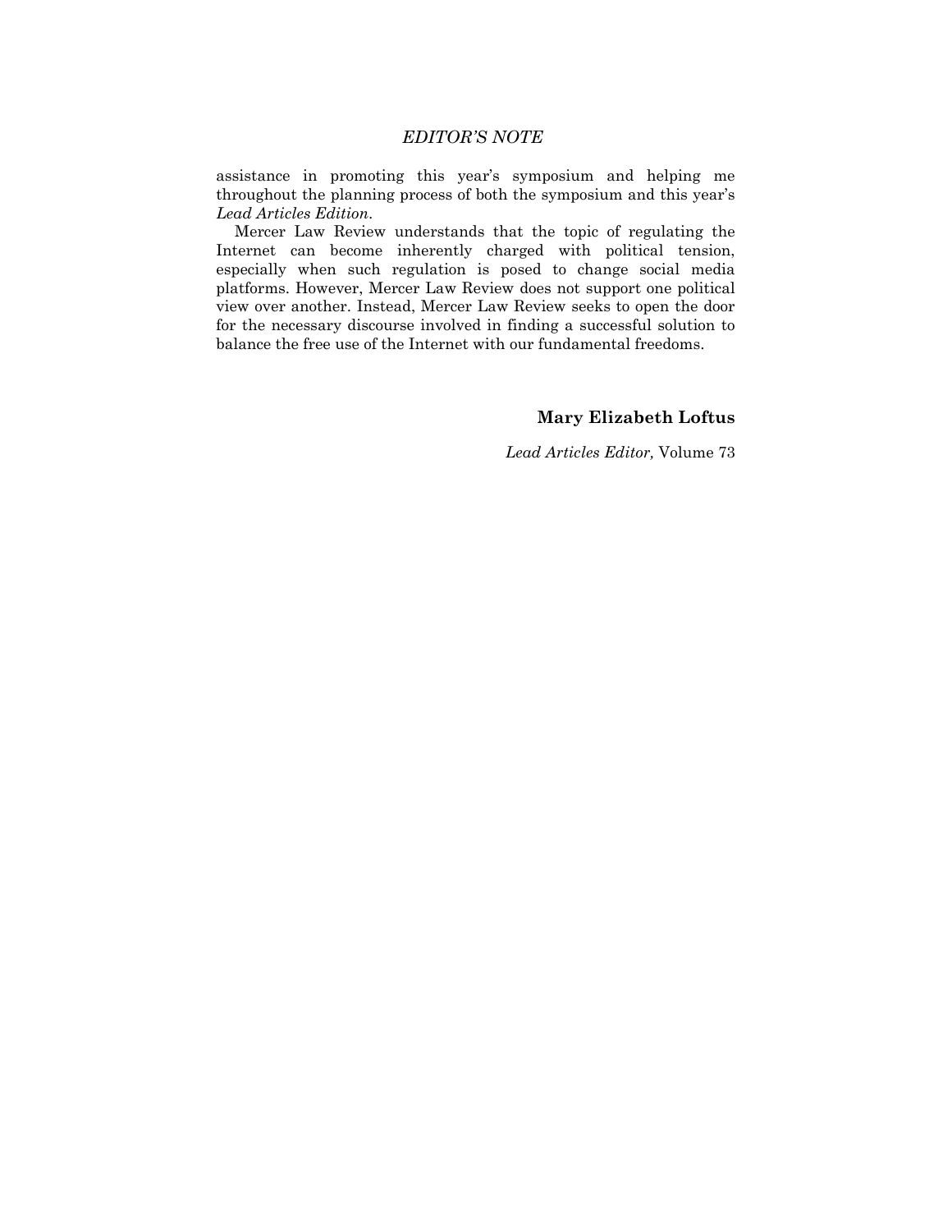assistance in promoting this year's symposium and helping me throughout the planning process of both the symposium and this year's *Lead Articles Edition*.

Mercer Law Review understands that the topic of regulating the Internet can become inherently charged with political tension, especially when such regulation is posed to change social media platforms. However, Mercer Law Review does not support one political view over another. Instead, Mercer Law Review seeks to open the door for the necessary discourse involved in finding a successful solution to balance the free use of the Internet with our fundamental freedoms.

**Mary Elizabeth Loftus**

*Lead Articles Editor,* Volume 73